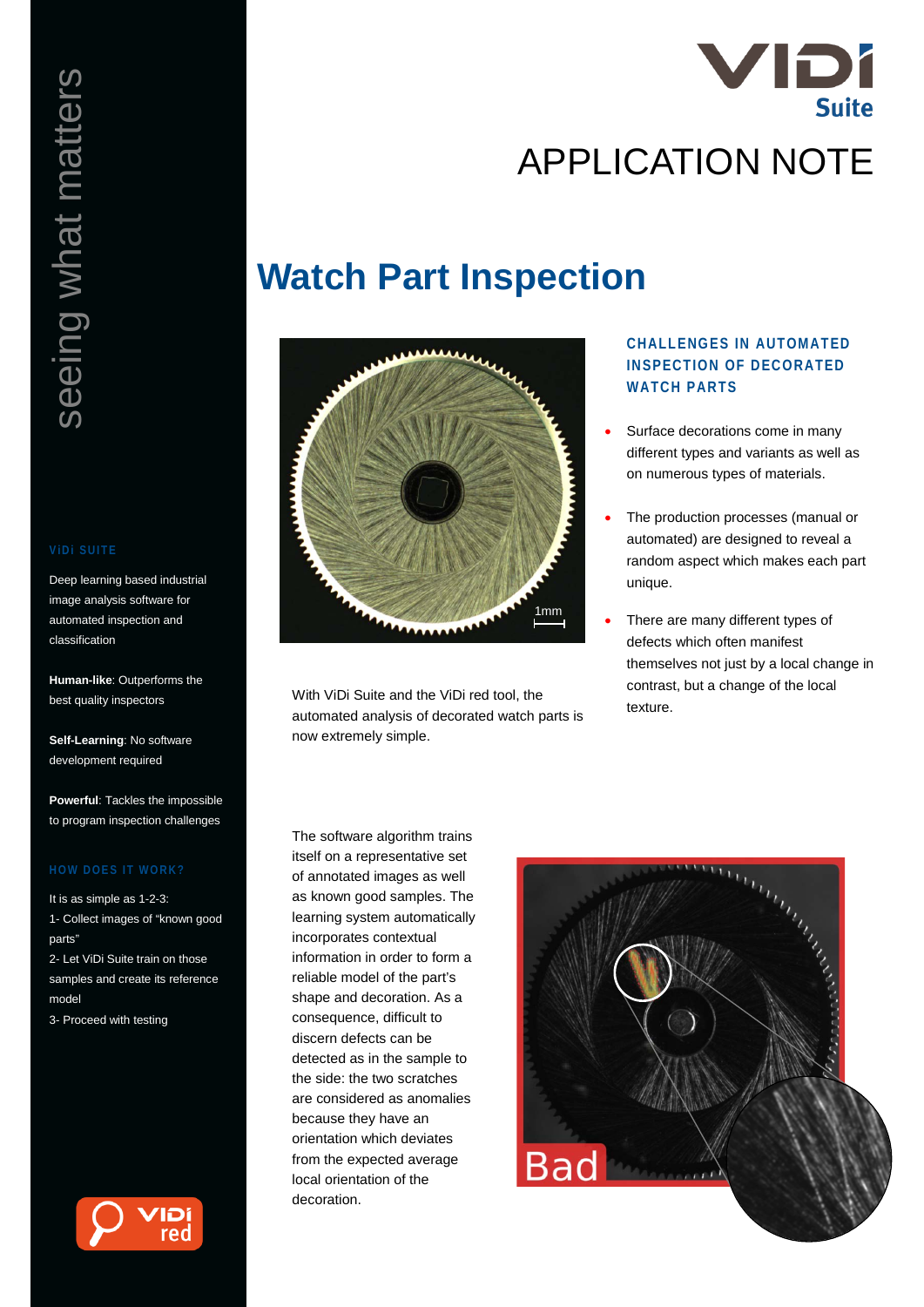# APPLICATION NOTE

# Watch Part Inspection

seeing what matters

### ViDi SUITE

Deep learning based industrial image analysis software for automated inspection and classification

**Human-like**: Outperforms the best quality inspectors

**Self-Learning**: No software development required

**Powerful**: Tackles the impossible to program inspection challenges

### HOW DOES IT WORK?

It is as simple as 1-2-3:
1- Collect images of "known good parts"
2- Let ViDi Suite train on those samples and create its reference model
3- Proceed with testing

### CHALLENGES IN AUTOMATED INSPECTION OF DECORATED WATCH PARTS

- Surface decorations come in many different types and variants as well as on numerous types of materials.
- The production processes (manual or automated) are designed to reveal a random aspect which makes each part unique.
- There are many different types of defects which often manifest themselves not just by a local change in contrast, but a change of the local texture.

With ViDi Suite and the ViDi red tool, the automated analysis of decorated watch parts is now extremely simple.

The software algorithm trains itself on a representative set of annotated images as well as known good samples. The learning system automatically incorporates contextual information in order to form a reliable model of the part's shape and decoration. As a consequence, difficult to discern defects can be detected as in the sample to the side: the two scratches are considered as anomalies because they have an orientation which deviates from the expected average local orientation of the decoration.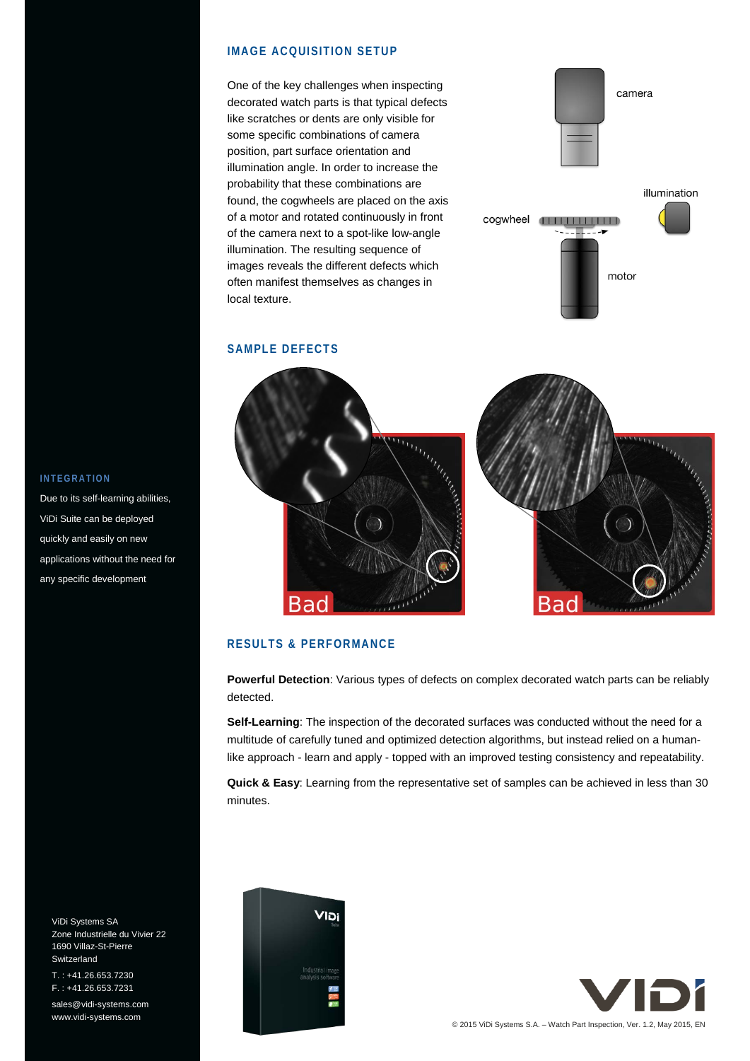## IMAGE ACQUISITION SETUP

One of the key challenges when inspecting decorated watch parts is that typical defects like scratches or dents are only visible for some specific combinations of camera position, part surface orientation and illumination angle. In order to increase the probability that these combinations are found, the cogwheels are placed on the axis of a motor and rotated continuously in front of the camera next to a spot-like low-angle illumination. The resulting sequence of images reveals the different defects which often manifest themselves as changes in local texture.

camera

illumination

cogwheel

motor

## SAMPLE DEFECTS

Bad

Bad

## RESULTS & PERFORMANCE

**Powerful Detection**: Various types of defects on complex decorated watch parts can be reliably detected.

**Self-Learning**: The inspection of the decorated surfaces was conducted without the need for a multitude of carefully tuned and optimized detection algorithms, but instead relied on a human-like approach - learn and apply - topped with an improved testing consistency and repeatability.

**Quick & Easy**: Learning from the representative set of samples can be achieved in less than 30 minutes.

### INTEGRATION

Due to its self-learning abilities, ViDi Suite can be deployed quickly and easily on new applications without the need for any specific development

ViDi Systems SA
Zone Industrielle du Vivier 22
1690 Villaz-St-Pierre
Switzerland

T. : +41.26.653.7230
F. : +41.26.653.7231

sales@vidi-systems.com
www.vidi-systems.com

© 2015 ViDi Systems S.A. – Watch Part Inspection, Ver. 1.2, May 2015, EN